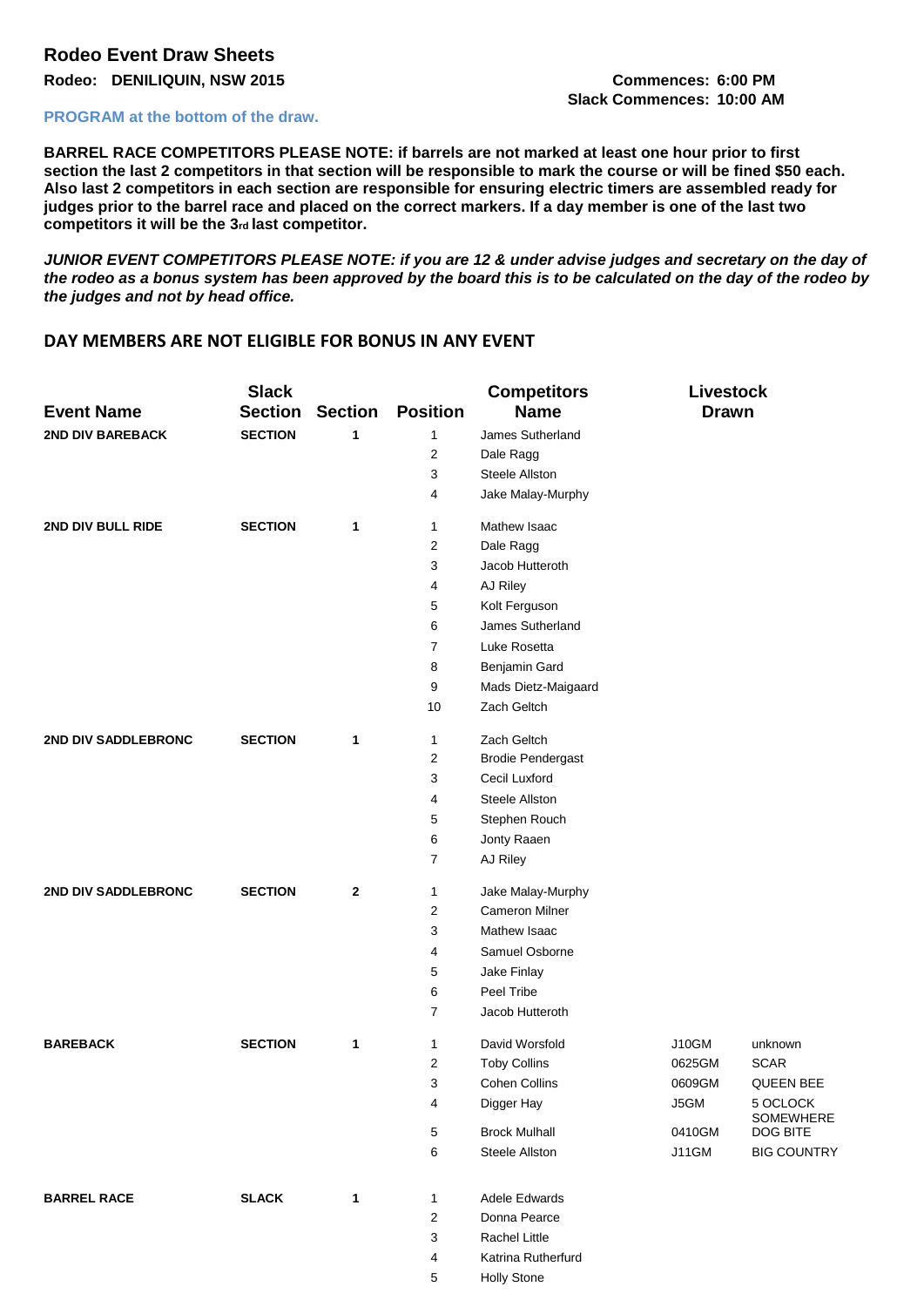## Rodeo Event Draw Sheets

**Rodeo: DENILIQUIN, NSW 2015**

**Commences: 6:00 PM**
**Slack Commences: 10:00 AM**

**PROGRAM at the bottom of the draw.**

**BARREL RACE COMPETITORS PLEASE NOTE: if barrels are not marked at least one hour prior to first section the last 2 competitors in that section will be responsible to mark the course or will be fined $50 each. Also last 2 competitors in each section are responsible for ensuring electric timers are assembled ready for judges prior to the barrel race and placed on the correct markers. If a day member is one of the last two competitors it will be the 3rd last competitor.**

***JUNIOR EVENT COMPETITORS PLEASE NOTE: if you are 12 & under advise judges and secretary on the day of the rodeo as a bonus system has been approved by the board this is to be calculated on the day of the rodeo by the judges and not by head office.***

**DAY MEMBERS ARE NOT ELIGIBLE FOR BONUS IN ANY EVENT**

| Event Name | Slack Section | Section | Position | Competitors Name | Livestock Drawn | |
|---|---|---|---|---|---|---|
| **2ND DIV BAREBACK** | **SECTION** | **1** | 1 | James Sutherland | | |
| | | | 2 | Dale Ragg | | |
| | | | 3 | Steele Allston | | |
| | | | 4 | Jake Malay-Murphy | | |
| **2ND DIV BULL RIDE** | **SECTION** | **1** | 1 | Mathew Isaac | | |
| | | | 2 | Dale Ragg | | |
| | | | 3 | Jacob Hutteroth | | |
| | | | 4 | AJ Riley | | |
| | | | 5 | Kolt Ferguson | | |
| | | | 6 | James Sutherland | | |
| | | | 7 | Luke Rosetta | | |
| | | | 8 | Benjamin Gard | | |
| | | | 9 | Mads Dietz-Maigaard | | |
| | | | 10 | Zach Geltch | | |
| **2ND DIV SADDLEBRONC** | **SECTION** | **1** | 1 | Zach Geltch | | |
| | | | 2 | Brodie Pendergast | | |
| | | | 3 | Cecil Luxford | | |
| | | | 4 | Steele Allston | | |
| | | | 5 | Stephen Rouch | | |
| | | | 6 | Jonty Raaen | | |
| | | | 7 | AJ Riley | | |
| **2ND DIV SADDLEBRONC** | **SECTION** | **2** | 1 | Jake Malay-Murphy | | |
| | | | 2 | Cameron Milner | | |
| | | | 3 | Mathew Isaac | | |
| | | | 4 | Samuel Osborne | | |
| | | | 5 | Jake Finlay | | |
| | | | 6 | Peel Tribe | | |
| | | | 7 | Jacob Hutteroth | | |
| **BAREBACK** | **SECTION** | **1** | 1 | David Worsfold | J10GM | unknown |
| | | | 2 | Toby Collins | 0625GM | SCAR |
| | | | 3 | Cohen Collins | 0609GM | QUEEN BEE |
| | | | 4 | Digger Hay | J5GM | 5 OCLOCK SOMEWHERE |
| | | | 5 | Brock Mulhall | 0410GM | DOG BITE |
| | | | 6 | Steele Allston | J11GM | BIG COUNTRY |
| **BARREL RACE** | **SLACK** | **1** | 1 | Adele Edwards | | |
| | | | 2 | Donna Pearce | | |
| | | | 3 | Rachel Little | | |
| | | | 4 | Katrina Rutherfurd | | |
| | | | 5 | Holly Stone | | |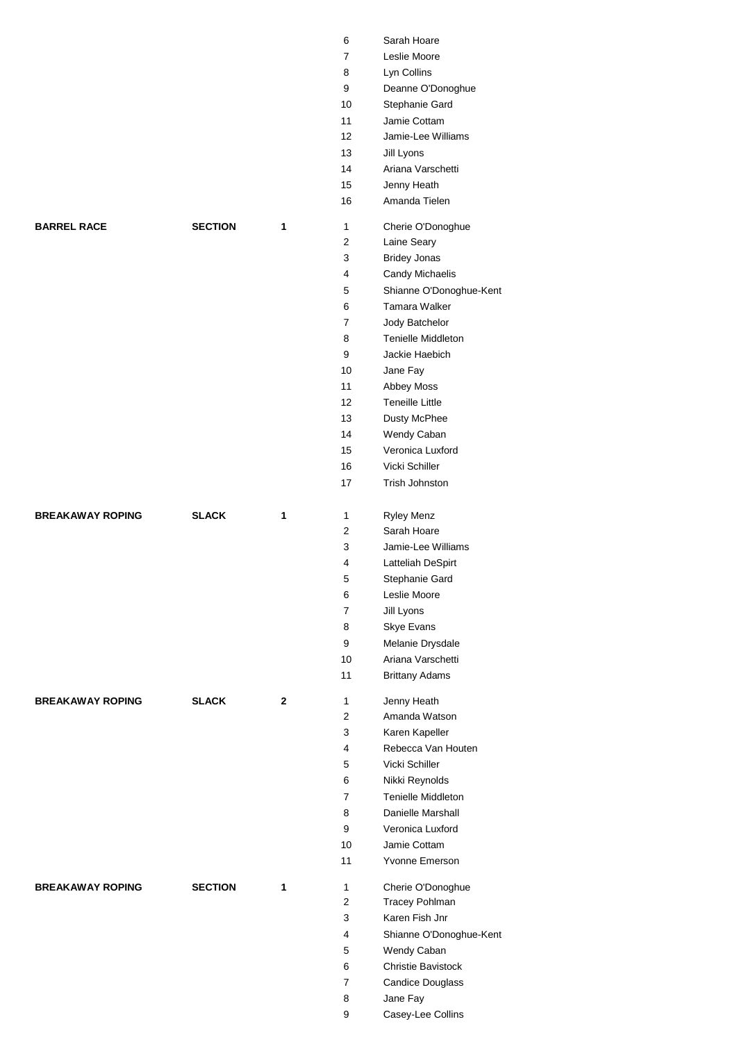| Event | Type | No. | Order | Name |
|---|---|---|---|---|
| | | | 6 | Sarah Hoare |
| | | | 7 | Leslie Moore |
| | | | 8 | Lyn Collins |
| | | | 9 | Deanne O'Donoghue |
| | | | 10 | Stephanie Gard |
| | | | 11 | Jamie Cottam |
| | | | 12 | Jamie-Lee Williams |
| | | | 13 | Jill Lyons |
| | | | 14 | Ariana Varschetti |
| | | | 15 | Jenny Heath |
| | | | 16 | Amanda Tielen |
| **BARREL RACE** | **SECTION** | **1** | 1 | Cherie O'Donoghue |
| | | | 2 | Laine Seary |
| | | | 3 | Bridey Jonas |
| | | | 4 | Candy Michaelis |
| | | | 5 | Shianne O'Donoghue-Kent |
| | | | 6 | Tamara Walker |
| | | | 7 | Jody Batchelor |
| | | | 8 | Tenielle Middleton |
| | | | 9 | Jackie Haebich |
| | | | 10 | Jane Fay |
| | | | 11 | Abbey Moss |
| | | | 12 | Teneille Little |
| | | | 13 | Dusty McPhee |
| | | | 14 | Wendy Caban |
| | | | 15 | Veronica Luxford |
| | | | 16 | Vicki Schiller |
| | | | 17 | Trish Johnston |
| **BREAKAWAY ROPING** | **SLACK** | **1** | 1 | Ryley Menz |
| | | | 2 | Sarah Hoare |
| | | | 3 | Jamie-Lee Williams |
| | | | 4 | Latteliah DeSpirt |
| | | | 5 | Stephanie Gard |
| | | | 6 | Leslie Moore |
| | | | 7 | Jill Lyons |
| | | | 8 | Skye Evans |
| | | | 9 | Melanie Drysdale |
| | | | 10 | Ariana Varschetti |
| | | | 11 | Brittany Adams |
| **BREAKAWAY ROPING** | **SLACK** | **2** | 1 | Jenny Heath |
| | | | 2 | Amanda Watson |
| | | | 3 | Karen Kapeller |
| | | | 4 | Rebecca Van Houten |
| | | | 5 | Vicki Schiller |
| | | | 6 | Nikki Reynolds |
| | | | 7 | Tenielle Middleton |
| | | | 8 | Danielle Marshall |
| | | | 9 | Veronica Luxford |
| | | | 10 | Jamie Cottam |
| | | | 11 | Yvonne Emerson |
| **BREAKAWAY ROPING** | **SECTION** | **1** | 1 | Cherie O'Donoghue |
| | | | 2 | Tracey Pohlman |
| | | | 3 | Karen Fish Jnr |
| | | | 4 | Shianne O'Donoghue-Kent |
| | | | 5 | Wendy Caban |
| | | | 6 | Christie Bavistock |
| | | | 7 | Candice Douglass |
| | | | 8 | Jane Fay |
| | | | 9 | Casey-Lee Collins |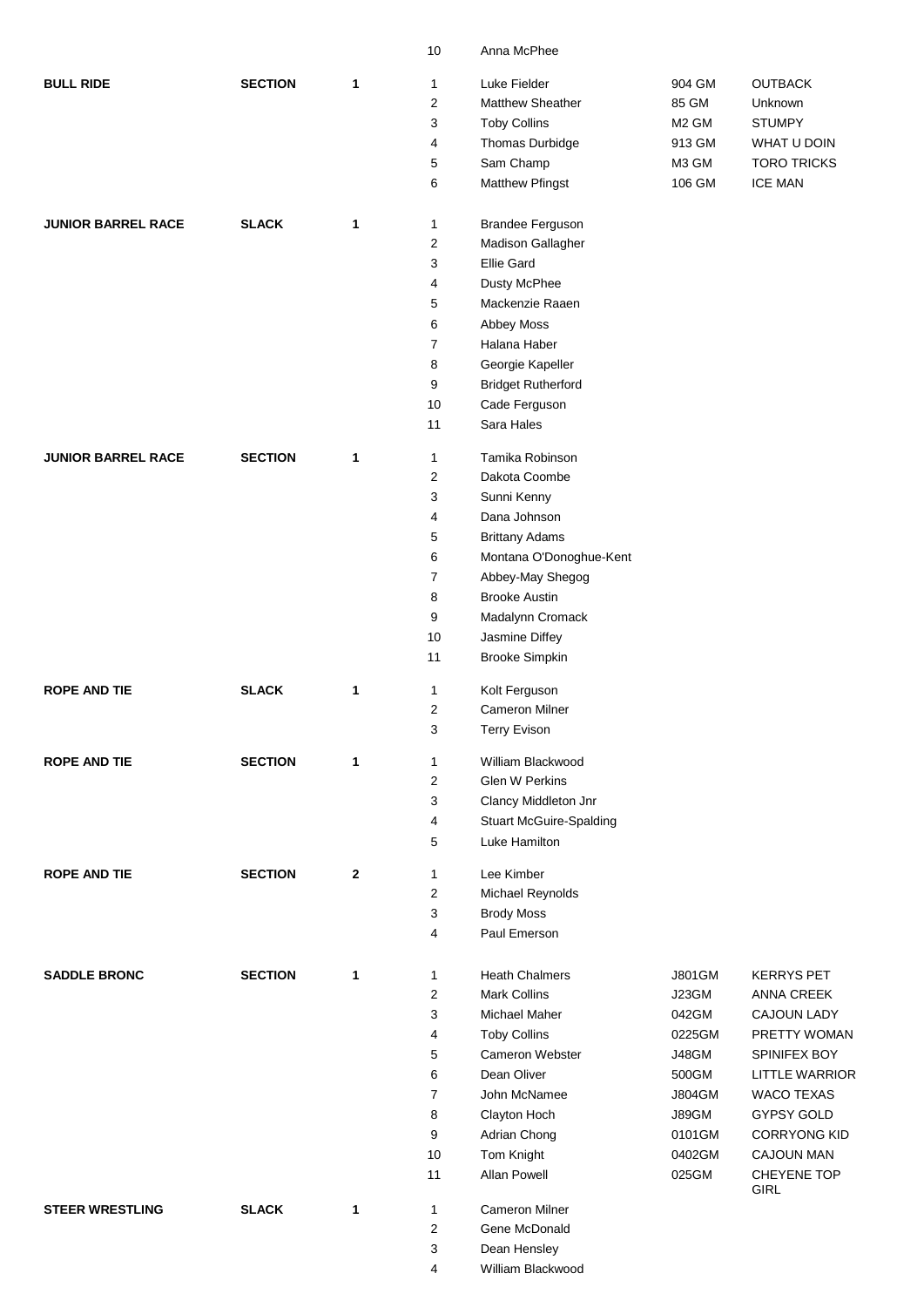| | | | 10 | Anna McPhee | | |
|---|---|---|---|---|---|---|
| **BULL RIDE** | **SECTION** | **1** | 1 | Luke Fielder | 904 GM | OUTBACK |
| | | | 2 | Matthew Sheather | 85 GM | Unknown |
| | | | 3 | Toby Collins | M2 GM | STUMPY |
| | | | 4 | Thomas Durbidge | 913 GM | WHAT U DOIN |
| | | | 5 | Sam Champ | M3 GM | TORO TRICKS |
| | | | 6 | Matthew Pfingst | 106 GM | ICE MAN |
| **JUNIOR BARREL RACE** | **SLACK** | **1** | 1 | Brandee Ferguson | | |
| | | | 2 | Madison Gallagher | | |
| | | | 3 | Ellie Gard | | |
| | | | 4 | Dusty McPhee | | |
| | | | 5 | Mackenzie Raaen | | |
| | | | 6 | Abbey Moss | | |
| | | | 7 | Halana Haber | | |
| | | | 8 | Georgie Kapeller | | |
| | | | 9 | Bridget Rutherford | | |
| | | | 10 | Cade Ferguson | | |
| | | | 11 | Sara Hales | | |
| **JUNIOR BARREL RACE** | **SECTION** | **1** | 1 | Tamika Robinson | | |
| | | | 2 | Dakota Coombe | | |
| | | | 3 | Sunni Kenny | | |
| | | | 4 | Dana Johnson | | |
| | | | 5 | Brittany Adams | | |
| | | | 6 | Montana O'Donoghue-Kent | | |
| | | | 7 | Abbey-May Shegog | | |
| | | | 8 | Brooke Austin | | |
| | | | 9 | Madalynn Cromack | | |
| | | | 10 | Jasmine Diffey | | |
| | | | 11 | Brooke Simpkin | | |
| **ROPE AND TIE** | **SLACK** | **1** | 1 | Kolt Ferguson | | |
| | | | 2 | Cameron Milner | | |
| | | | 3 | Terry Evison | | |
| **ROPE AND TIE** | **SECTION** | **1** | 1 | William Blackwood | | |
| | | | 2 | Glen W Perkins | | |
| | | | 3 | Clancy Middleton Jnr | | |
| | | | 4 | Stuart McGuire-Spalding | | |
| | | | 5 | Luke Hamilton | | |
| **ROPE AND TIE** | **SECTION** | **2** | 1 | Lee Kimber | | |
| | | | 2 | Michael Reynolds | | |
| | | | 3 | Brody Moss | | |
| | | | 4 | Paul Emerson | | |
| **SADDLE BRONC** | **SECTION** | **1** | 1 | Heath Chalmers | J801GM | KERRYS PET |
| | | | 2 | Mark Collins | J23GM | ANNA CREEK |
| | | | 3 | Michael Maher | 042GM | CAJOUN LADY |
| | | | 4 | Toby Collins | 0225GM | PRETTY WOMAN |
| | | | 5 | Cameron Webster | J48GM | SPINIFEX BOY |
| | | | 6 | Dean Oliver | 500GM | LITTLE WARRIOR |
| | | | 7 | John McNamee | J804GM | WACO TEXAS |
| | | | 8 | Clayton Hoch | J89GM | GYPSY GOLD |
| | | | 9 | Adrian Chong | 0101GM | CORRYONG KID |
| | | | 10 | Tom Knight | 0402GM | CAJOUN MAN |
| | | | 11 | Allan Powell | 025GM | CHEYENE TOP GIRL |
| **STEER WRESTLING** | **SLACK** | **1** | 1 | Cameron Milner | | |
| | | | 2 | Gene McDonald | | |
| | | | 3 | Dean Hensley | | |
| | | | 4 | William Blackwood | | |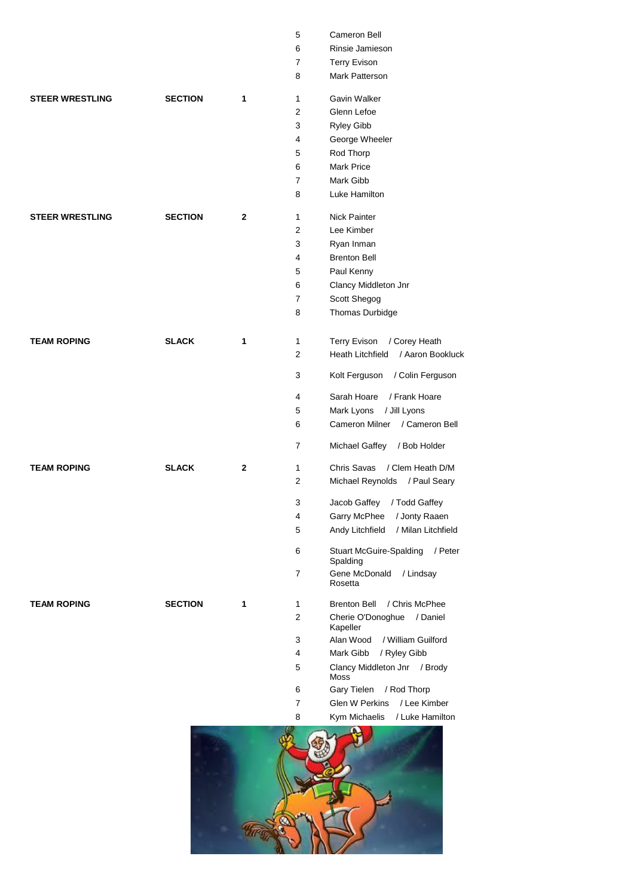| Event | Type | No. | Pos | Competitor |
|---|---|---|---|---|
| | | | 5 | Cameron Bell |
| | | | 6 | Rinsie Jamieson |
| | | | 7 | Terry Evison |
| | | | 8 | Mark Patterson |
| **STEER WRESTLING** | **SECTION** | **1** | 1 | Gavin Walker |
| | | | 2 | Glenn Lefoe |
| | | | 3 | Ryley Gibb |
| | | | 4 | George Wheeler |
| | | | 5 | Rod Thorp |
| | | | 6 | Mark Price |
| | | | 7 | Mark Gibb |
| | | | 8 | Luke Hamilton |
| **STEER WRESTLING** | **SECTION** | **2** | 1 | Nick Painter |
| | | | 2 | Lee Kimber |
| | | | 3 | Ryan Inman |
| | | | 4 | Brenton Bell |
| | | | 5 | Paul Kenny |
| | | | 6 | Clancy Middleton Jnr |
| | | | 7 | Scott Shegog |
| | | | 8 | Thomas Durbidge |
| **TEAM ROPING** | **SLACK** | **1** | 1 | Terry Evison / Corey Heath |
| | | | 2 | Heath Litchfield / Aaron Bookluck |
| | | | 3 | Kolt Ferguson / Colin Ferguson |
| | | | 4 | Sarah Hoare / Frank Hoare |
| | | | 5 | Mark Lyons / Jill Lyons |
| | | | 6 | Cameron Milner / Cameron Bell |
| | | | 7 | Michael Gaffey / Bob Holder |
| **TEAM ROPING** | **SLACK** | **2** | 1 | Chris Savas / Clem Heath D/M |
| | | | 2 | Michael Reynolds / Paul Seary |
| | | | 3 | Jacob Gaffey / Todd Gaffey |
| | | | 4 | Garry McPhee / Jonty Raaen |
| | | | 5 | Andy Litchfield / Milan Litchfield |
| | | | 6 | Stuart McGuire-Spalding / Peter Spalding |
| | | | 7 | Gene McDonald / Lindsay Rosetta |
| **TEAM ROPING** | **SECTION** | **1** | 1 | Brenton Bell / Chris McPhee |
| | | | 2 | Cherie O'Donoghue / Daniel Kapeller |
| | | | 3 | Alan Wood / William Guilford |
| | | | 4 | Mark Gibb / Ryley Gibb |
| | | | 5 | Clancy Middleton Jnr / Brody Moss |
| | | | 6 | Gary Tielen / Rod Thorp |
| | | | 7 | Glen W Perkins / Lee Kimber |
| | | | 8 | Kym Michaelis / Luke Hamilton |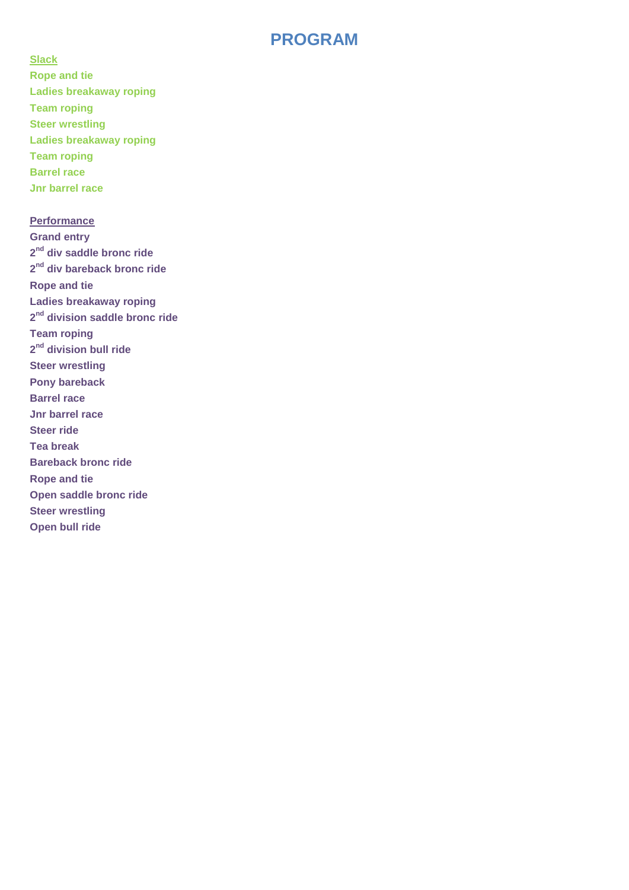# PROGRAM

**Slack**

**Rope and tie**
**Ladies breakaway roping**
**Team roping**
**Steer wrestling**
**Ladies breakaway roping**
**Team roping**
**Barrel race**
**Jnr barrel race**

**Performance**

**Grand entry**
**2nd div saddle bronc ride**
**2nd div bareback bronc ride**
**Rope and tie**
**Ladies breakaway roping**
**2nd division saddle bronc ride**
**Team roping**
**2nd division bull ride**
**Steer wrestling**
**Pony bareback**
**Barrel race**
**Jnr barrel race**
**Steer ride**
**Tea break**
**Bareback bronc ride**
**Rope and tie**
**Open saddle bronc ride**
**Steer wrestling**
**Open bull ride**